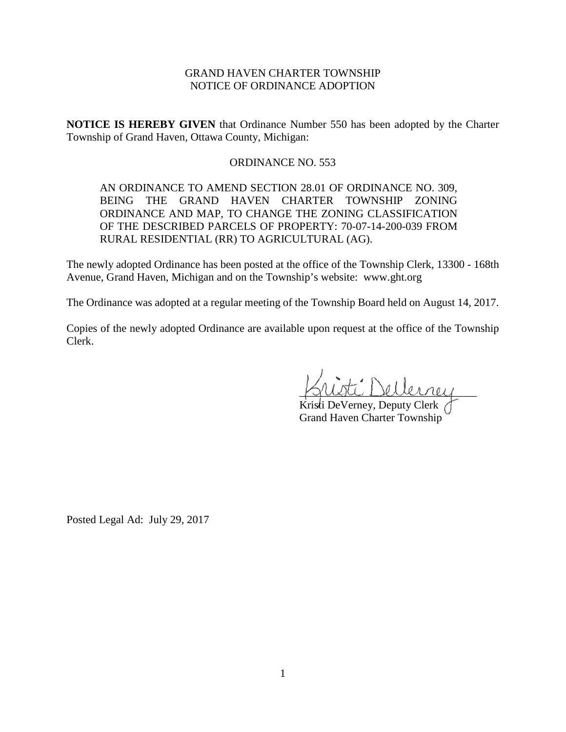GRAND HAVEN CHARTER TOWNSHIP
NOTICE OF ORDINANCE ADOPTION

**NOTICE IS HEREBY GIVEN** that Ordinance Number 550 has been adopted by the Charter Township of Grand Haven, Ottawa County, Michigan:

ORDINANCE NO. 553

AN ORDINANCE TO AMEND SECTION 28.01 OF ORDINANCE NO. 309, BEING THE GRAND HAVEN CHARTER TOWNSHIP ZONING ORDINANCE AND MAP, TO CHANGE THE ZONING CLASSIFICATION OF THE DESCRIBED PARCELS OF PROPERTY: 70-07-14-200-039 FROM RURAL RESIDENTIAL (RR) TO AGRICULTURAL (AG).

The newly adopted Ordinance has been posted at the office of the Township Clerk, 13300 - 168th Avenue, Grand Haven, Michigan and on the Township's website: www.ght.org

The Ordinance was adopted at a regular meeting of the Township Board held on August 14, 2017.

Copies of the newly adopted Ordinance are available upon request at the office of the Township Clerk.

Kristi DeVerney, Deputy Clerk
Grand Haven Charter Township

Posted Legal Ad: July 29, 2017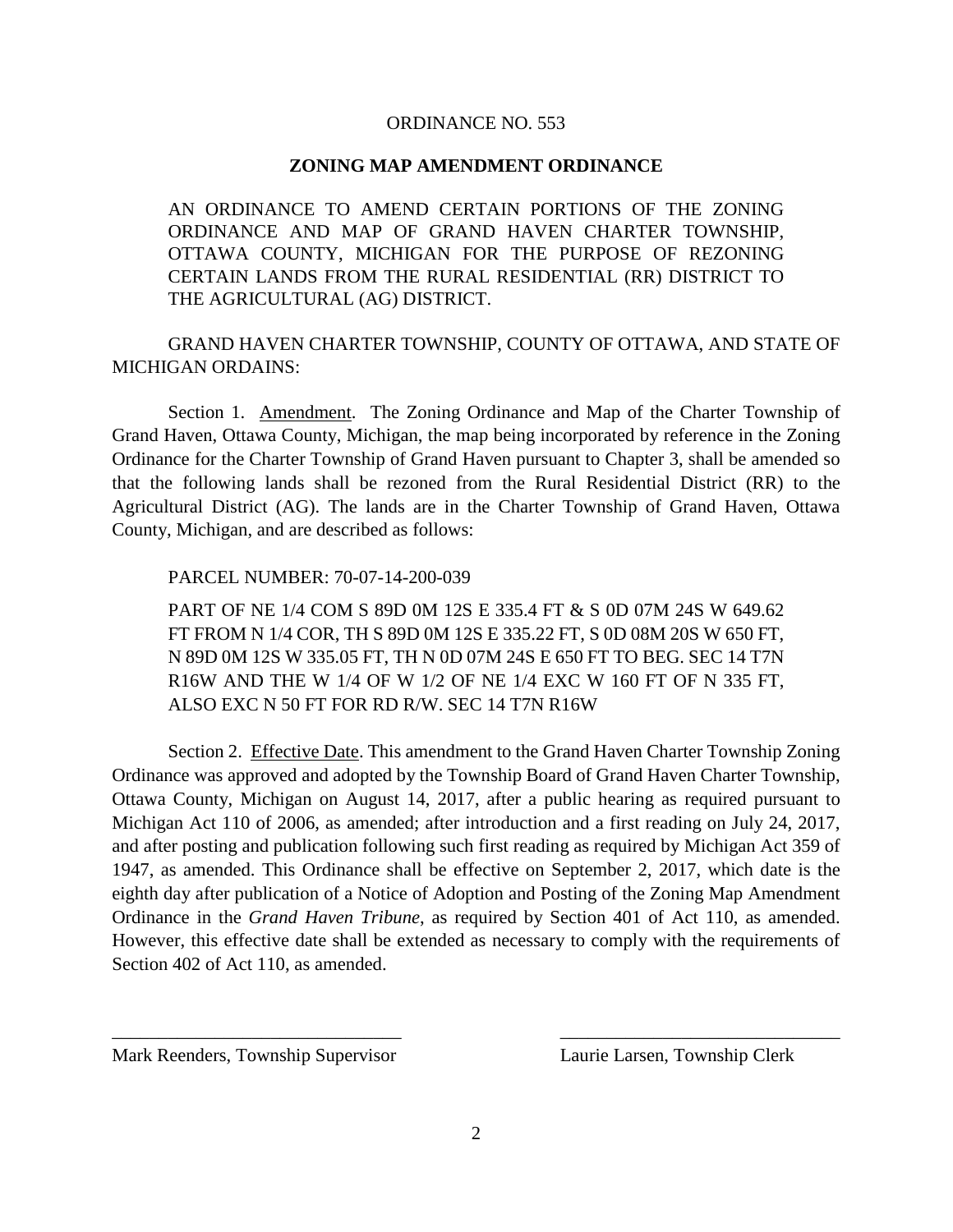ORDINANCE NO. 553

**ZONING MAP AMENDMENT ORDINANCE**

AN ORDINANCE TO AMEND CERTAIN PORTIONS OF THE ZONING ORDINANCE AND MAP OF GRAND HAVEN CHARTER TOWNSHIP, OTTAWA COUNTY, MICHIGAN FOR THE PURPOSE OF REZONING CERTAIN LANDS FROM THE RURAL RESIDENTIAL (RR) DISTRICT TO THE AGRICULTURAL (AG) DISTRICT.

GRAND HAVEN CHARTER TOWNSHIP, COUNTY OF OTTAWA, AND STATE OF MICHIGAN ORDAINS:

Section 1. Amendment. The Zoning Ordinance and Map of the Charter Township of Grand Haven, Ottawa County, Michigan, the map being incorporated by reference in the Zoning Ordinance for the Charter Township of Grand Haven pursuant to Chapter 3, shall be amended so that the following lands shall be rezoned from the Rural Residential District (RR) to the Agricultural District (AG). The lands are in the Charter Township of Grand Haven, Ottawa County, Michigan, and are described as follows:

PARCEL NUMBER: 70-07-14-200-039

PART OF NE 1/4 COM S 89D 0M 12S E 335.4 FT & S 0D 07M 24S W 649.62 FT FROM N 1/4 COR, TH S 89D 0M 12S E 335.22 FT, S 0D 08M 20S W 650 FT, N 89D 0M 12S W 335.05 FT, TH N 0D 07M 24S E 650 FT TO BEG. SEC 14 T7N R16W AND THE W 1/4 OF W 1/2 OF NE 1/4 EXC W 160 FT OF N 335 FT, ALSO EXC N 50 FT FOR RD R/W. SEC 14 T7N R16W

Section 2. Effective Date. This amendment to the Grand Haven Charter Township Zoning Ordinance was approved and adopted by the Township Board of Grand Haven Charter Township, Ottawa County, Michigan on August 14, 2017, after a public hearing as required pursuant to Michigan Act 110 of 2006, as amended; after introduction and a first reading on July 24, 2017, and after posting and publication following such first reading as required by Michigan Act 359 of 1947, as amended. This Ordinance shall be effective on September 2, 2017, which date is the eighth day after publication of a Notice of Adoption and Posting of the Zoning Map Amendment Ordinance in the *Grand Haven Tribune*, as required by Section 401 of Act 110, as amended. However, this effective date shall be extended as necessary to comply with the requirements of Section 402 of Act 110, as amended.

_______________________________ _______________________________

Mark Reenders, Township Supervisor Laurie Larsen, Township Clerk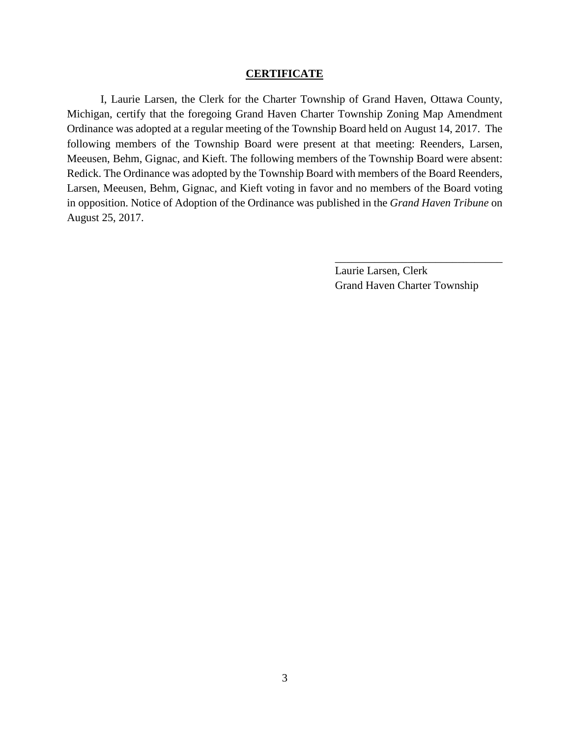## CERTIFICATE

I, Laurie Larsen, the Clerk for the Charter Township of Grand Haven, Ottawa County, Michigan, certify that the foregoing Grand Haven Charter Township Zoning Map Amendment Ordinance was adopted at a regular meeting of the Township Board held on August 14, 2017. The following members of the Township Board were present at that meeting: Reenders, Larsen, Meeusen, Behm, Gignac, and Kieft. The following members of the Township Board were absent: Redick. The Ordinance was adopted by the Township Board with members of the Board Reenders, Larsen, Meeusen, Behm, Gignac, and Kieft voting in favor and no members of the Board voting in opposition. Notice of Adoption of the Ordinance was published in the *Grand Haven Tribune* on August 25, 2017.

_______________________________
Laurie Larsen, Clerk
Grand Haven Charter Township